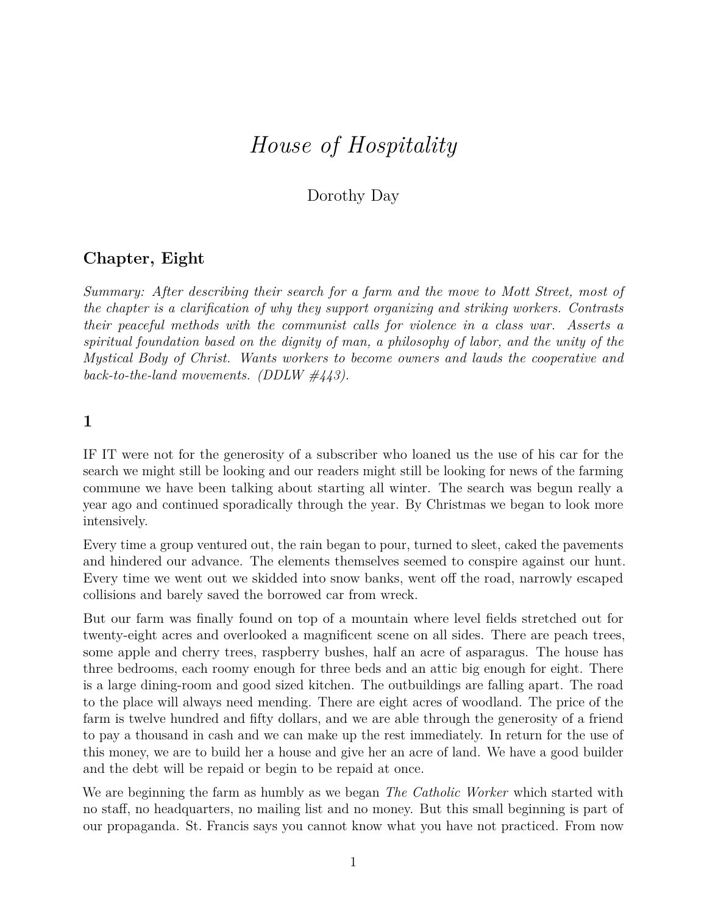# *House of Hospitality*

Dorothy Day

## Chapter, Eight

*Summary: After describing their search for a farm and the move to Mott Street, most of the chapter is a clarification of why they support organizing and striking workers. Contrasts their peaceful methods with the communist calls for violence in a class war. Asserts a spiritual foundation based on the dignity of man, a philosophy of labor, and the unity of the Mystical Body of Christ. Wants workers to become owners and lauds the cooperative and back-to-the-land movements. (DDLW #443).*

## 1

IF IT were not for the generosity of a subscriber who loaned us the use of his car for the search we might still be looking and our readers might still be looking for news of the farming commune we have been talking about starting all winter. The search was begun really a year ago and continued sporadically through the year. By Christmas we began to look more intensively.

Every time a group ventured out, the rain began to pour, turned to sleet, caked the pavements and hindered our advance. The elements themselves seemed to conspire against our hunt. Every time we went out we skidded into snow banks, went off the road, narrowly escaped collisions and barely saved the borrowed car from wreck.

But our farm was finally found on top of a mountain where level fields stretched out for twenty-eight acres and overlooked a magnificent scene on all sides. There are peach trees, some apple and cherry trees, raspberry bushes, half an acre of asparagus. The house has three bedrooms, each roomy enough for three beds and an attic big enough for eight. There is a large dining-room and good sized kitchen. The outbuildings are falling apart. The road to the place will always need mending. There are eight acres of woodland. The price of the farm is twelve hundred and fifty dollars, and we are able through the generosity of a friend to pay a thousand in cash and we can make up the rest immediately. In return for the use of this money, we are to build her a house and give her an acre of land. We have a good builder and the debt will be repaid or begin to be repaid at once.

We are beginning the farm as humbly as we began *The Catholic Worker* which started with no staff, no headquarters, no mailing list and no money. But this small beginning is part of our propaganda. St. Francis says you cannot know what you have not practiced. From now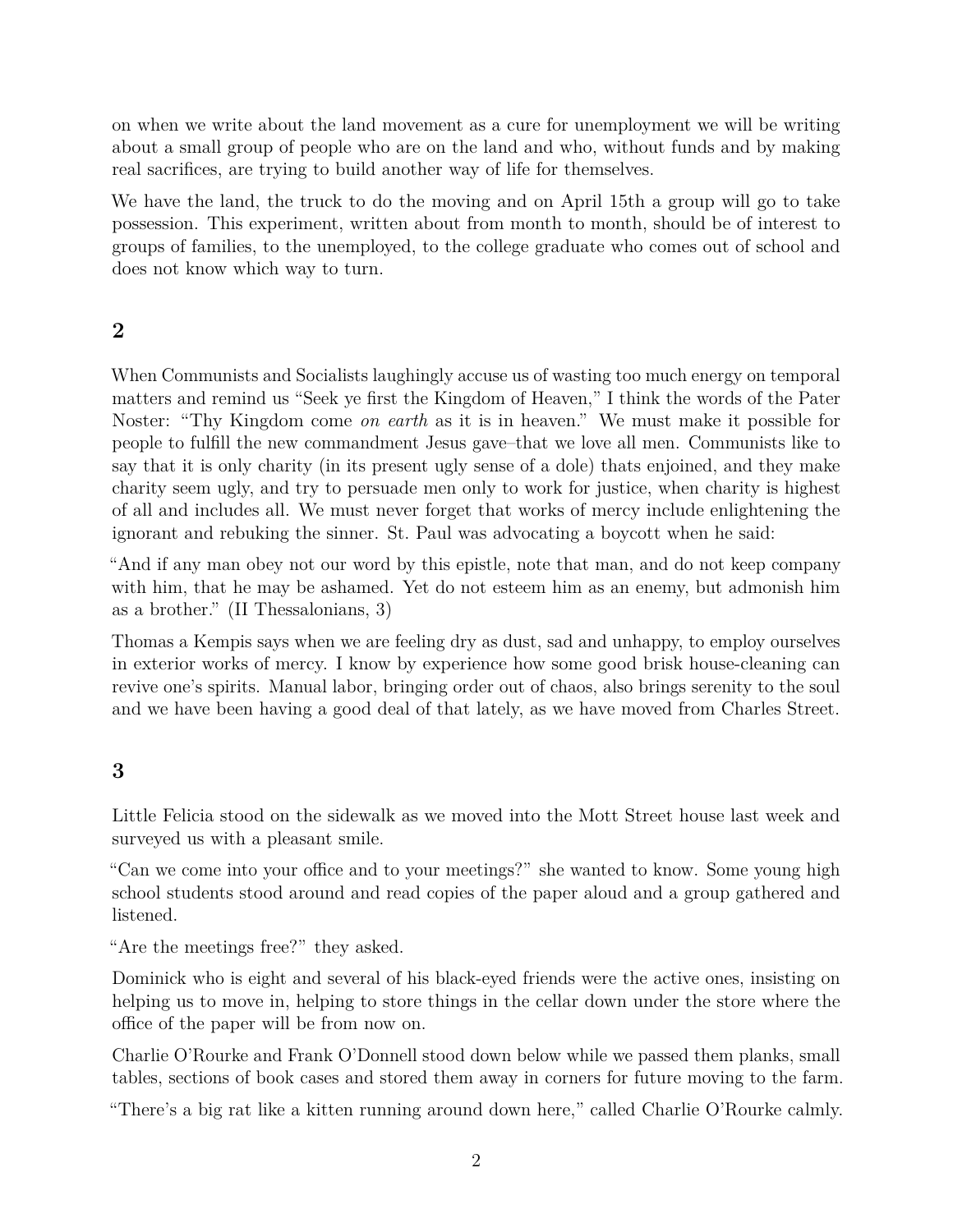on when we write about the land movement as a cure for unemployment we will be writing about a small group of people who are on the land and who, without funds and by making real sacrifices, are trying to build another way of life for themselves.

We have the land, the truck to do the moving and on April 15th a group will go to take possession. This experiment, written about from month to month, should be of interest to groups of families, to the unemployed, to the college graduate who comes out of school and does not know which way to turn.

## 2

When Communists and Socialists laughingly accuse us of wasting too much energy on temporal matters and remind us "Seek ye first the Kingdom of Heaven," I think the words of the Pater Noster: "Thy Kingdom come *on earth* as it is in heaven." We must make it possible for people to fulfill the new commandment Jesus gave–that we love all men. Communists like to say that it is only charity (in its present ugly sense of a dole) thats enjoined, and they make charity seem ugly, and try to persuade men only to work for justice, when charity is highest of all and includes all. We must never forget that works of mercy include enlightening the ignorant and rebuking the sinner. St. Paul was advocating a boycott when he said:

"And if any man obey not our word by this epistle, note that man, and do not keep company with him, that he may be ashamed. Yet do not esteem him as an enemy, but admonish him as a brother." (II Thessalonians, 3)

Thomas a Kempis says when we are feeling dry as dust, sad and unhappy, to employ ourselves in exterior works of mercy. I know by experience how some good brisk house-cleaning can revive one's spirits. Manual labor, bringing order out of chaos, also brings serenity to the soul and we have been having a good deal of that lately, as we have moved from Charles Street.

## 3

Little Felicia stood on the sidewalk as we moved into the Mott Street house last week and surveyed us with a pleasant smile.

"Can we come into your office and to your meetings?" she wanted to know. Some young high school students stood around and read copies of the paper aloud and a group gathered and listened.

"Are the meetings free?" they asked.

Dominick who is eight and several of his black-eyed friends were the active ones, insisting on helping us to move in, helping to store things in the cellar down under the store where the office of the paper will be from now on.

Charlie O'Rourke and Frank O'Donnell stood down below while we passed them planks, small tables, sections of book cases and stored them away in corners for future moving to the farm.

"There's a big rat like a kitten running around down here," called Charlie O'Rourke calmly.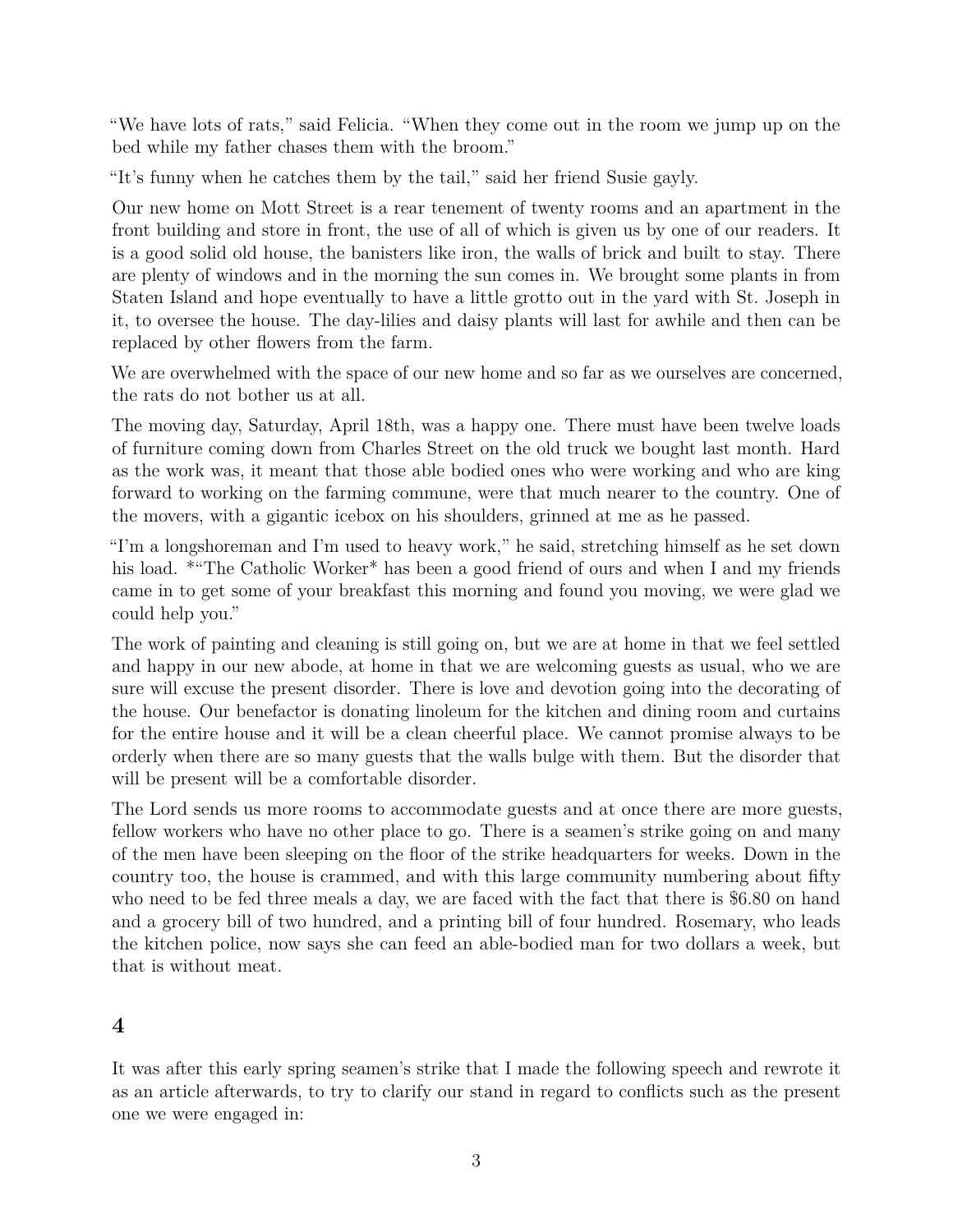"We have lots of rats," said Felicia. "When they come out in the room we jump up on the bed while my father chases them with the broom."

"It's funny when he catches them by the tail," said her friend Susie gayly.

Our new home on Mott Street is a rear tenement of twenty rooms and an apartment in the front building and store in front, the use of all of which is given us by one of our readers. It is a good solid old house, the banisters like iron, the walls of brick and built to stay. There are plenty of windows and in the morning the sun comes in. We brought some plants in from Staten Island and hope eventually to have a little grotto out in the yard with St. Joseph in it, to oversee the house. The day-lilies and daisy plants will last for awhile and then can be replaced by other flowers from the farm.

We are overwhelmed with the space of our new home and so far as we ourselves are concerned, the rats do not bother us at all.

The moving day, Saturday, April 18th, was a happy one. There must have been twelve loads of furniture coming down from Charles Street on the old truck we bought last month. Hard as the work was, it meant that those able bodied ones who were working and who are king forward to working on the farming commune, were that much nearer to the country. One of the movers, with a gigantic icebox on his shoulders, grinned at me as he passed.

"I'm a longshoreman and I'm used to heavy work," he said, stretching himself as he set down his load. *"The Catholic Worker* has been a good friend of ours and when I and my friends came in to get some of your breakfast this morning and found you moving, we were glad we could help you."

The work of painting and cleaning is still going on, but we are at home in that we feel settled and happy in our new abode, at home in that we are welcoming guests as usual, who we are sure will excuse the present disorder. There is love and devotion going into the decorating of the house. Our benefactor is donating linoleum for the kitchen and dining room and curtains for the entire house and it will be a clean cheerful place. We cannot promise always to be orderly when there are so many guests that the walls bulge with them. But the disorder that will be present will be a comfortable disorder.

The Lord sends us more rooms to accommodate guests and at once there are more guests, fellow workers who have no other place to go. There is a seamen's strike going on and many of the men have been sleeping on the floor of the strike headquarters for weeks. Down in the country too, the house is crammed, and with this large community numbering about fifty who need to be fed three meals a day, we are faced with the fact that there is $6.80 on hand and a grocery bill of two hundred, and a printing bill of four hundred. Rosemary, who leads the kitchen police, now says she can feed an able-bodied man for two dollars a week, but that is without meat.

## 4

It was after this early spring seamen's strike that I made the following speech and rewrote it as an article afterwards, to try to clarify our stand in regard to conflicts such as the present one we were engaged in: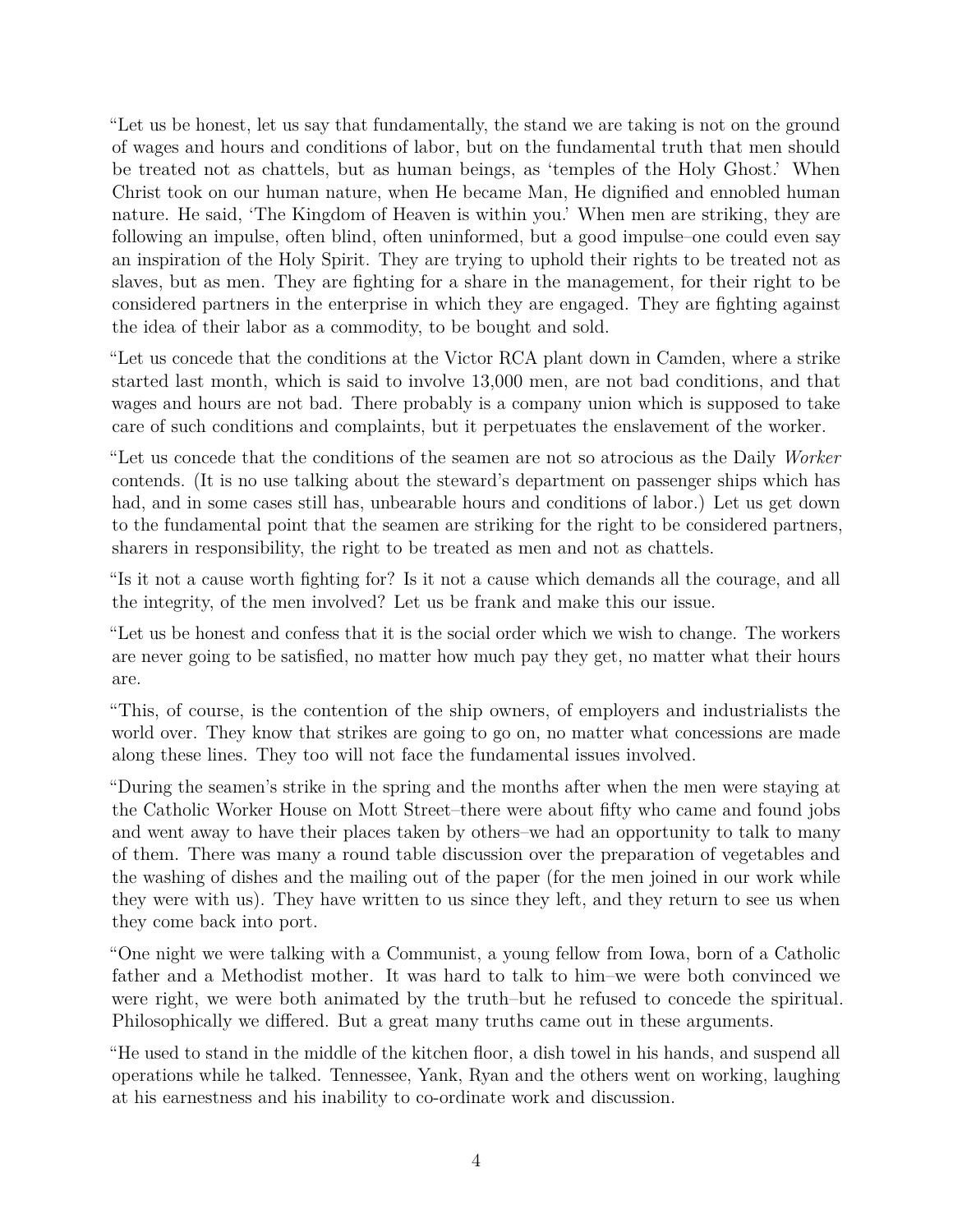"Let us be honest, let us say that fundamentally, the stand we are taking is not on the ground of wages and hours and conditions of labor, but on the fundamental truth that men should be treated not as chattels, but as human beings, as 'temples of the Holy Ghost.' When Christ took on our human nature, when He became Man, He dignified and ennobled human nature. He said, 'The Kingdom of Heaven is within you.' When men are striking, they are following an impulse, often blind, often uninformed, but a good impulse–one could even say an inspiration of the Holy Spirit. They are trying to uphold their rights to be treated not as slaves, but as men. They are fighting for a share in the management, for their right to be considered partners in the enterprise in which they are engaged. They are fighting against the idea of their labor as a commodity, to be bought and sold.

"Let us concede that the conditions at the Victor RCA plant down in Camden, where a strike started last month, which is said to involve 13,000 men, are not bad conditions, and that wages and hours are not bad. There probably is a company union which is supposed to take care of such conditions and complaints, but it perpetuates the enslavement of the worker.

"Let us concede that the conditions of the seamen are not so atrocious as the Daily *Worker* contends. (It is no use talking about the steward's department on passenger ships which has had, and in some cases still has, unbearable hours and conditions of labor.) Let us get down to the fundamental point that the seamen are striking for the right to be considered partners, sharers in responsibility, the right to be treated as men and not as chattels.

"Is it not a cause worth fighting for? Is it not a cause which demands all the courage, and all the integrity, of the men involved? Let us be frank and make this our issue.

"Let us be honest and confess that it is the social order which we wish to change. The workers are never going to be satisfied, no matter how much pay they get, no matter what their hours are.

"This, of course, is the contention of the ship owners, of employers and industrialists the world over. They know that strikes are going to go on, no matter what concessions are made along these lines. They too will not face the fundamental issues involved.

"During the seamen's strike in the spring and the months after when the men were staying at the Catholic Worker House on Mott Street–there were about fifty who came and found jobs and went away to have their places taken by others–we had an opportunity to talk to many of them. There was many a round table discussion over the preparation of vegetables and the washing of dishes and the mailing out of the paper (for the men joined in our work while they were with us). They have written to us since they left, and they return to see us when they come back into port.

"One night we were talking with a Communist, a young fellow from Iowa, born of a Catholic father and a Methodist mother. It was hard to talk to him–we were both convinced we were right, we were both animated by the truth–but he refused to concede the spiritual. Philosophically we differed. But a great many truths came out in these arguments.

"He used to stand in the middle of the kitchen floor, a dish towel in his hands, and suspend all operations while he talked. Tennessee, Yank, Ryan and the others went on working, laughing at his earnestness and his inability to co-ordinate work and discussion.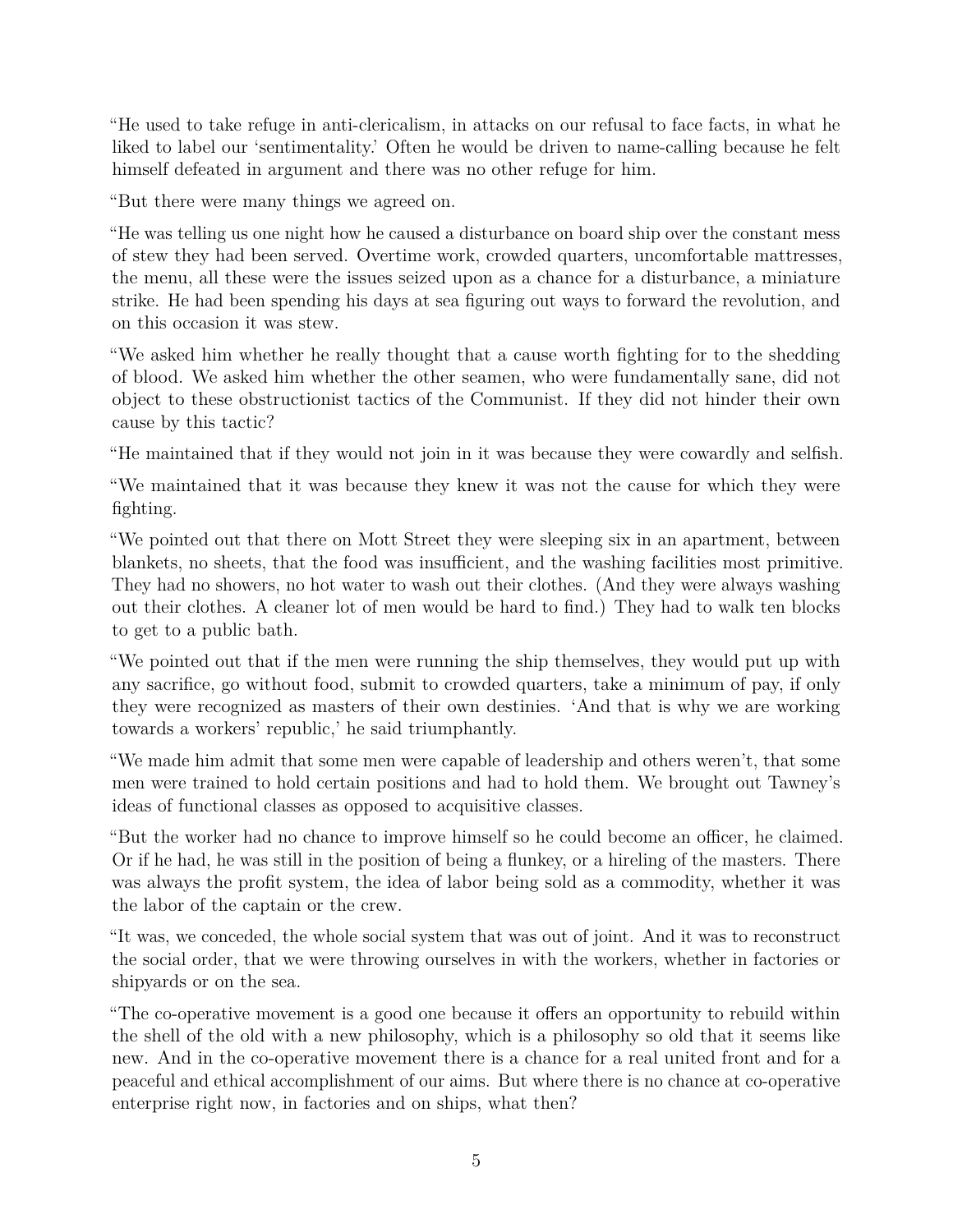"He used to take refuge in anti-clericalism, in attacks on our refusal to face facts, in what he liked to label our 'sentimentality.' Often he would be driven to name-calling because he felt himself defeated in argument and there was no other refuge for him.

"But there were many things we agreed on.

"He was telling us one night how he caused a disturbance on board ship over the constant mess of stew they had been served. Overtime work, crowded quarters, uncomfortable mattresses, the menu, all these were the issues seized upon as a chance for a disturbance, a miniature strike. He had been spending his days at sea figuring out ways to forward the revolution, and on this occasion it was stew.

"We asked him whether he really thought that a cause worth fighting for to the shedding of blood. We asked him whether the other seamen, who were fundamentally sane, did not object to these obstructionist tactics of the Communist. If they did not hinder their own cause by this tactic?

"He maintained that if they would not join in it was because they were cowardly and selfish.

"We maintained that it was because they knew it was not the cause for which they were fighting.

"We pointed out that there on Mott Street they were sleeping six in an apartment, between blankets, no sheets, that the food was insufficient, and the washing facilities most primitive. They had no showers, no hot water to wash out their clothes. (And they were always washing out their clothes. A cleaner lot of men would be hard to find.) They had to walk ten blocks to get to a public bath.

"We pointed out that if the men were running the ship themselves, they would put up with any sacrifice, go without food, submit to crowded quarters, take a minimum of pay, if only they were recognized as masters of their own destinies. 'And that is why we are working towards a workers' republic,' he said triumphantly.

"We made him admit that some men were capable of leadership and others weren't, that some men were trained to hold certain positions and had to hold them. We brought out Tawney's ideas of functional classes as opposed to acquisitive classes.

"But the worker had no chance to improve himself so he could become an officer, he claimed. Or if he had, he was still in the position of being a flunkey, or a hireling of the masters. There was always the profit system, the idea of labor being sold as a commodity, whether it was the labor of the captain or the crew.

"It was, we conceded, the whole social system that was out of joint. And it was to reconstruct the social order, that we were throwing ourselves in with the workers, whether in factories or shipyards or on the sea.

"The co-operative movement is a good one because it offers an opportunity to rebuild within the shell of the old with a new philosophy, which is a philosophy so old that it seems like new. And in the co-operative movement there is a chance for a real united front and for a peaceful and ethical accomplishment of our aims. But where there is no chance at co-operative enterprise right now, in factories and on ships, what then?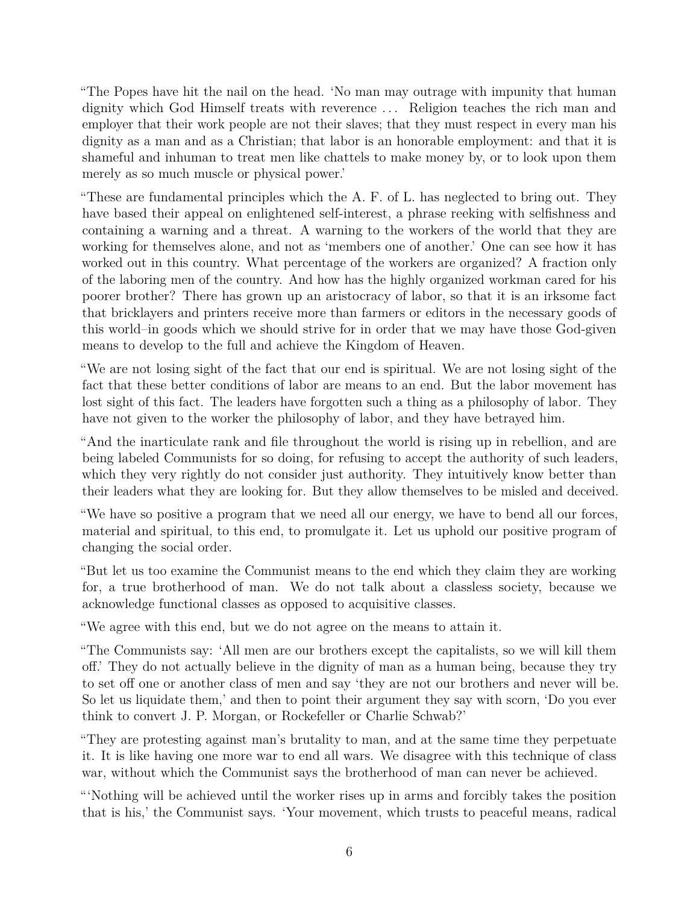"The Popes have hit the nail on the head. 'No man may outrage with impunity that human dignity which God Himself treats with reverence . . . Religion teaches the rich man and employer that their work people are not their slaves; that they must respect in every man his dignity as a man and as a Christian; that labor is an honorable employment: and that it is shameful and inhuman to treat men like chattels to make money by, or to look upon them merely as so much muscle or physical power.'

"These are fundamental principles which the A. F. of L. has neglected to bring out. They have based their appeal on enlightened self-interest, a phrase reeking with selfishness and containing a warning and a threat. A warning to the workers of the world that they are working for themselves alone, and not as 'members one of another.' One can see how it has worked out in this country. What percentage of the workers are organized? A fraction only of the laboring men of the country. And how has the highly organized workman cared for his poorer brother? There has grown up an aristocracy of labor, so that it is an irksome fact that bricklayers and printers receive more than farmers or editors in the necessary goods of this world–in goods which we should strive for in order that we may have those God-given means to develop to the full and achieve the Kingdom of Heaven.

"We are not losing sight of the fact that our end is spiritual. We are not losing sight of the fact that these better conditions of labor are means to an end. But the labor movement has lost sight of this fact. The leaders have forgotten such a thing as a philosophy of labor. They have not given to the worker the philosophy of labor, and they have betrayed him.

"And the inarticulate rank and file throughout the world is rising up in rebellion, and are being labeled Communists for so doing, for refusing to accept the authority of such leaders, which they very rightly do not consider just authority. They intuitively know better than their leaders what they are looking for. But they allow themselves to be misled and deceived.

"We have so positive a program that we need all our energy, we have to bend all our forces, material and spiritual, to this end, to promulgate it. Let us uphold our positive program of changing the social order.

"But let us too examine the Communist means to the end which they claim they are working for, a true brotherhood of man. We do not talk about a classless society, because we acknowledge functional classes as opposed to acquisitive classes.

"We agree with this end, but we do not agree on the means to attain it.

"The Communists say: 'All men are our brothers except the capitalists, so we will kill them off.' They do not actually believe in the dignity of man as a human being, because they try to set off one or another class of men and say 'they are not our brothers and never will be. So let us liquidate them,' and then to point their argument they say with scorn, 'Do you ever think to convert J. P. Morgan, or Rockefeller or Charlie Schwab?'

"They are protesting against man's brutality to man, and at the same time they perpetuate it. It is like having one more war to end all wars. We disagree with this technique of class war, without which the Communist says the brotherhood of man can never be achieved.

"'Nothing will be achieved until the worker rises up in arms and forcibly takes the position that is his,' the Communist says. 'Your movement, which trusts to peaceful means, radical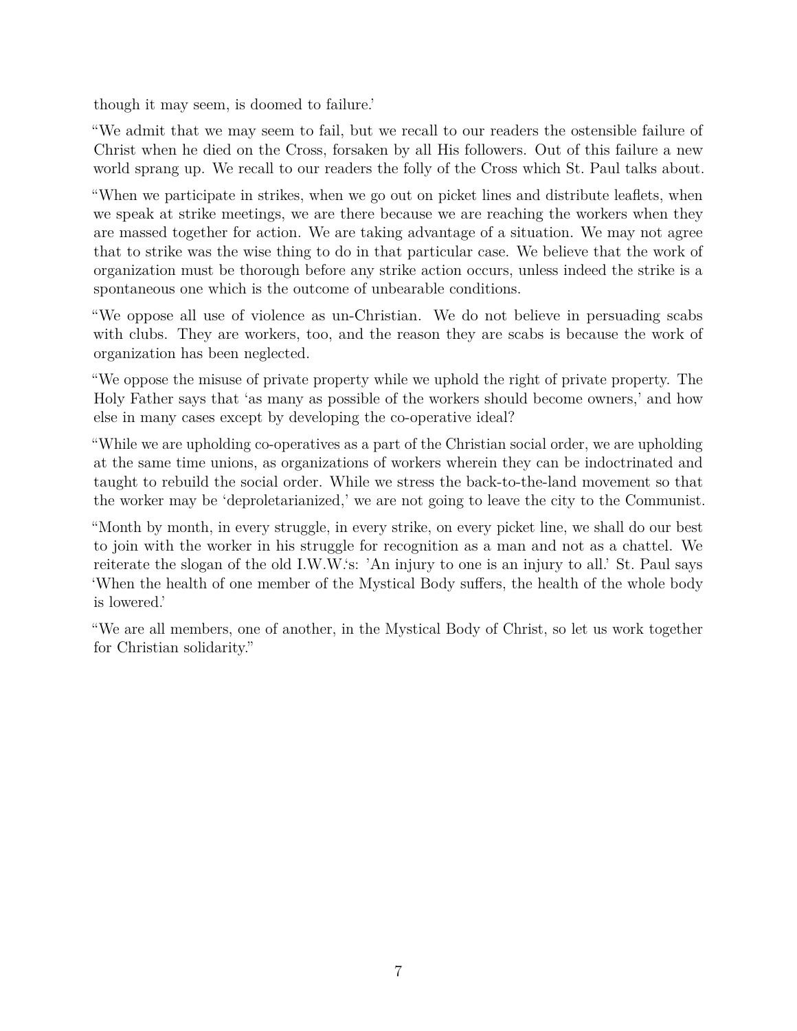though it may seem, is doomed to failure.'

"We admit that we may seem to fail, but we recall to our readers the ostensible failure of Christ when he died on the Cross, forsaken by all His followers. Out of this failure a new world sprang up. We recall to our readers the folly of the Cross which St. Paul talks about.

"When we participate in strikes, when we go out on picket lines and distribute leaflets, when we speak at strike meetings, we are there because we are reaching the workers when they are massed together for action. We are taking advantage of a situation. We may not agree that to strike was the wise thing to do in that particular case. We believe that the work of organization must be thorough before any strike action occurs, unless indeed the strike is a spontaneous one which is the outcome of unbearable conditions.

"We oppose all use of violence as un-Christian. We do not believe in persuading scabs with clubs. They are workers, too, and the reason they are scabs is because the work of organization has been neglected.

"We oppose the misuse of private property while we uphold the right of private property. The Holy Father says that 'as many as possible of the workers should become owners,' and how else in many cases except by developing the co-operative ideal?

"While we are upholding co-operatives as a part of the Christian social order, we are upholding at the same time unions, as organizations of workers wherein they can be indoctrinated and taught to rebuild the social order. While we stress the back-to-the-land movement so that the worker may be 'deproletarianized,' we are not going to leave the city to the Communist.

"Month by month, in every struggle, in every strike, on every picket line, we shall do our best to join with the worker in his struggle for recognition as a man and not as a chattel. We reiterate the slogan of the old I.W.W.'s: 'An injury to one is an injury to all.' St. Paul says 'When the health of one member of the Mystical Body suffers, the health of the whole body is lowered.'

"We are all members, one of another, in the Mystical Body of Christ, so let us work together for Christian solidarity."